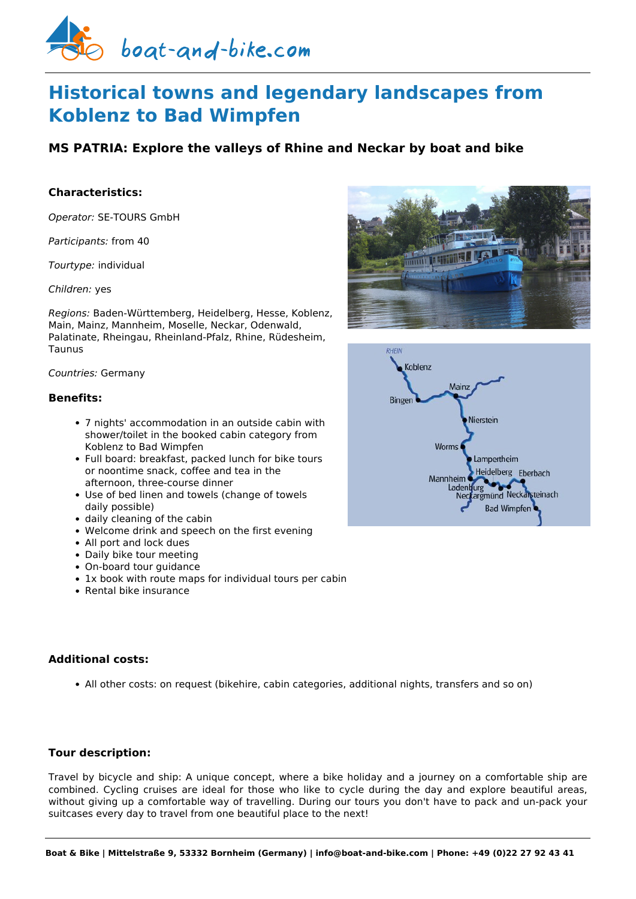# Historical towns and legendary landscapes from Koblenz to Bad Wimpfen

## MS PATRIA: Explore the valleys of Rhine and Neckar by boat and bike

### Characteristics:

*Operator:* SE-TOURS GmbH

*Participants:* from 40

*Tourtype:* individual

*Children:* yes

*Regions:* Baden-Württemberg, Heidelberg, Hesse, Koblenz, Main, Mainz, Mannheim, Moselle, Neckar, Odenwald, Palatinate, Rheingau, Rheinland-Pfalz, Rhine, Rüdesheim, Taunus

*Countries:* Germany

### Benefits:

- 7 nights' accommodation in an outside cabin with shower/toilet in the booked cabin category from Koblenz to Bad Wimpfen
- Full board: breakfast, packed lunch for bike tours or noontime snack, coffee and tea in the afternoon, three-course dinner
- Use of bed linen and towels (change of towels daily possible)
- daily cleaning of the cabin
- Welcome drink and speech on the first evening
- All port and lock dues
- Daily bike tour meeting
- On-board tour guidance
- 1x book with route maps for individual tours per cabin
- Rental bike insurance

### Additional costs:

- All other costs: on request (bikehire, cabin categories, additional nights, transfers and so on)

### Tour description:

Travel by bicycle and ship: A unique concept, where a bike holiday and a journey on a comfortable ship are combined. Cycling cruises are ideal for those who like to cycle during the day and explore beautiful areas, without giving up a comfortable way of travelling. During our tours you don't have to pack and un-pack your suitcases every day to travel from one beautiful place to the next!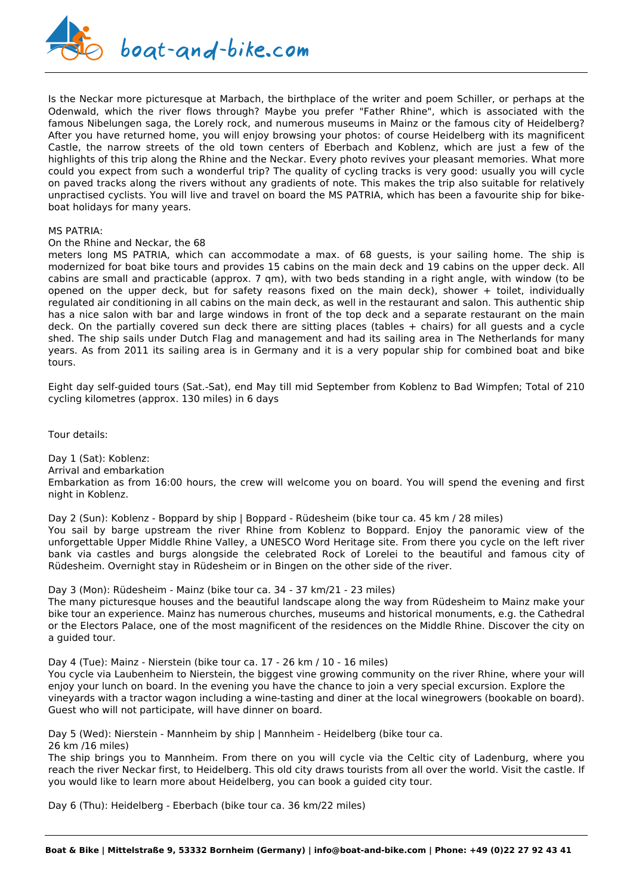Is the Neckar more picturesque at Marbach, the birthplace of the writer and poem Schiller, or perhaps at the Odenwald, which the river flows through? Maybe you prefer "Father Rhine", which is associated with the famous Nibelungen saga, the Lorely rock, and numerous museums in Mainz or the famous city of Heidelberg? After you have returned home, you will enjoy browsing your photos: of course Heidelberg with its magnificent Castle, the narrow streets of the old town centers of Eberbach and Koblenz, which are just a few of the highlights of this trip along the Rhine and the Neckar. Every photo revives your pleasant memories. What more could you expect from such a wonderful trip? The quality of cycling tracks is very good: usually you will cycle on paved tracks along the rivers without any gradients of note. This makes the trip also suitable for relatively unpractised cyclists. You will live and travel on board the MS PATRIA, which has been a favourite ship for bike-boat holidays for many years.

MS PATRIA:

On the Rhine and Neckar, the 68 meters long MS PATRIA, which can accommodate a max. of 68 guests, is your sailing home. The ship is modernized for boat bike tours and provides 15 cabins on the main deck and 19 cabins on the upper deck. All cabins are small and practicable (approx. 7 qm), with two beds standing in a right angle, with window (to be opened on the upper deck, but for safety reasons fixed on the main deck), shower + toilet, individually regulated air conditioning in all cabins on the main deck, as well in the restaurant and salon. This authentic ship has a nice salon with bar and large windows in front of the top deck and a separate restaurant on the main deck. On the partially covered sun deck there are sitting places (tables + chairs) for all guests and a cycle shed. The ship sails under Dutch Flag and management and had its sailing area in The Netherlands for many years. As from 2011 its sailing area is in Germany and it is a very popular ship for combined boat and bike tours.

Eight day self-guided tours (Sat.-Sat), end May till mid September from Koblenz to Bad Wimpfen; Total of 210 cycling kilometres (approx. 130 miles) in 6 days

Tour details:

Day 1 (Sat): Koblenz:
Arrival and embarkation
Embarkation as from 16:00 hours, the crew will welcome you on board. You will spend the evening and first night in Koblenz.

Day 2 (Sun): Koblenz - Boppard by ship | Boppard - Rüdesheim (bike tour ca. 45 km / 28 miles)
You sail by barge upstream the river Rhine from Koblenz to Boppard. Enjoy the panoramic view of the unforgettable Upper Middle Rhine Valley, a UNESCO Word Heritage site. From there you cycle on the left river bank via castles and burgs alongside the celebrated Rock of Lorelei to the beautiful and famous city of Rüdesheim. Overnight stay in Rüdesheim or in Bingen on the other side of the river.

Day 3 (Mon): Rüdesheim - Mainz (bike tour ca. 34 - 37 km/21 - 23 miles)
The many picturesque houses and the beautiful landscape along the way from Rüdesheim to Mainz make your bike tour an experience. Mainz has numerous churches, museums and historical monuments, e.g. the Cathedral or the Electors Palace, one of the most magnificent of the residences on the Middle Rhine. Discover the city on a guided tour.

Day 4 (Tue): Mainz - Nierstein (bike tour ca. 17 - 26 km / 10 - 16 miles)
You cycle via Laubenheim to Nierstein, the biggest vine growing community on the river Rhine, where your will enjoy your lunch on board. In the evening you have the chance to join a very special excursion. Explore the vineyards with a tractor wagon including a wine-tasting and diner at the local winegrowers (bookable on board). Guest who will not participate, will have dinner on board.

Day 5 (Wed): Nierstein - Mannheim by ship | Mannheim - Heidelberg (bike tour ca. 26 km /16 miles)
The ship brings you to Mannheim. From there on you will cycle via the Celtic city of Ladenburg, where you reach the river Neckar first, to Heidelberg. This old city draws tourists from all over the world. Visit the castle. If you would like to learn more about Heidelberg, you can book a guided city tour.

Day 6 (Thu): Heidelberg - Eberbach (bike tour ca. 36 km/22 miles)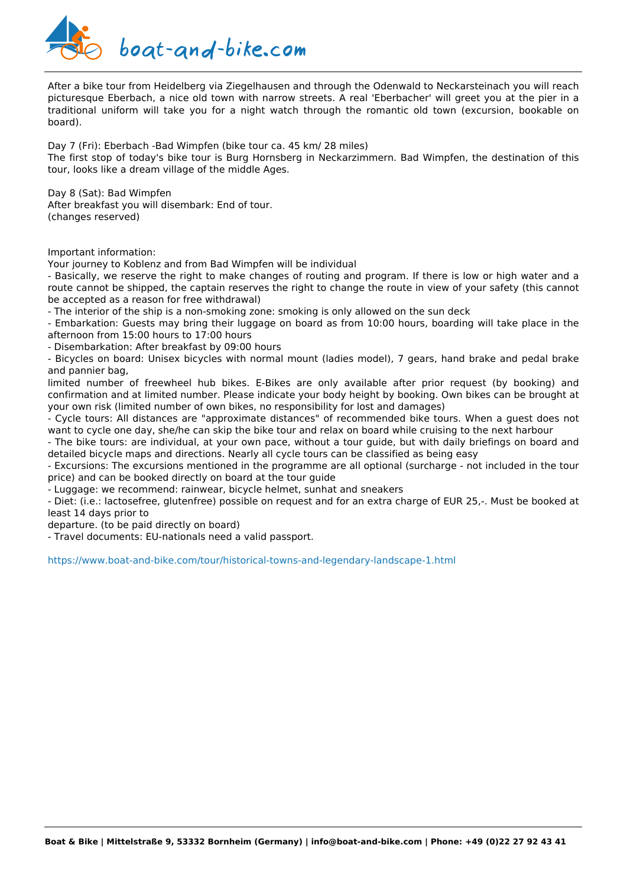After a bike tour from Heidelberg via Ziegelhausen and through the Odenwald to Neckarsteinach you will reach picturesque Eberbach, a nice old town with narrow streets. A real 'Eberbacher' will greet you at the pier in a traditional uniform will take you for a night watch through the romantic old town (excursion, bookable on board).

Day 7 (Fri): Eberbach -Bad Wimpfen (bike tour ca. 45 km/ 28 miles)
The first stop of today's bike tour is Burg Hornsberg in Neckarzimmern. Bad Wimpfen, the destination of this tour, looks like a dream village of the middle Ages.

Day 8 (Sat): Bad Wimpfen
After breakfast you will disembark: End of tour.
(changes reserved)

Important information:
Your journey to Koblenz and from Bad Wimpfen will be individual
- Basically, we reserve the right to make changes of routing and program. If there is low or high water and a route cannot be shipped, the captain reserves the right to change the route in view of your safety (this cannot be accepted as a reason for free withdrawal)
- The interior of the ship is a non-smoking zone: smoking is only allowed on the sun deck
- Embarkation: Guests may bring their luggage on board as from 10:00 hours, boarding will take place in the afternoon from 15:00 hours to 17:00 hours
- Disembarkation: After breakfast by 09:00 hours
- Bicycles on board: Unisex bicycles with normal mount (ladies model), 7 gears, hand brake and pedal brake and pannier bag,
limited number of freewheel hub bikes. E-Bikes are only available after prior request (by booking) and confirmation and at limited number. Please indicate your body height by booking. Own bikes can be brought at your own risk (limited number of own bikes, no responsibility for lost and damages)
- Cycle tours: All distances are "approximate distances" of recommended bike tours. When a guest does not want to cycle one day, she/he can skip the bike tour and relax on board while cruising to the next harbour
- The bike tours: are individual, at your own pace, without a tour guide, but with daily briefings on board and detailed bicycle maps and directions. Nearly all cycle tours can be classified as being easy
- Excursions: The excursions mentioned in the programme are all optional (surcharge - not included in the tour price) and can be booked directly on board at the tour guide
- Luggage: we recommend: rainwear, bicycle helmet, sunhat and sneakers
- Diet: (i.e.: lactosefree, glutenfree) possible on request and for an extra charge of EUR 25,-. Must be booked at least 14 days prior to
departure. (to be paid directly on board)
- Travel documents: EU-nationals need a valid passport.

https://www.boat-and-bike.com/tour/historical-towns-and-legendary-landscape-1.html